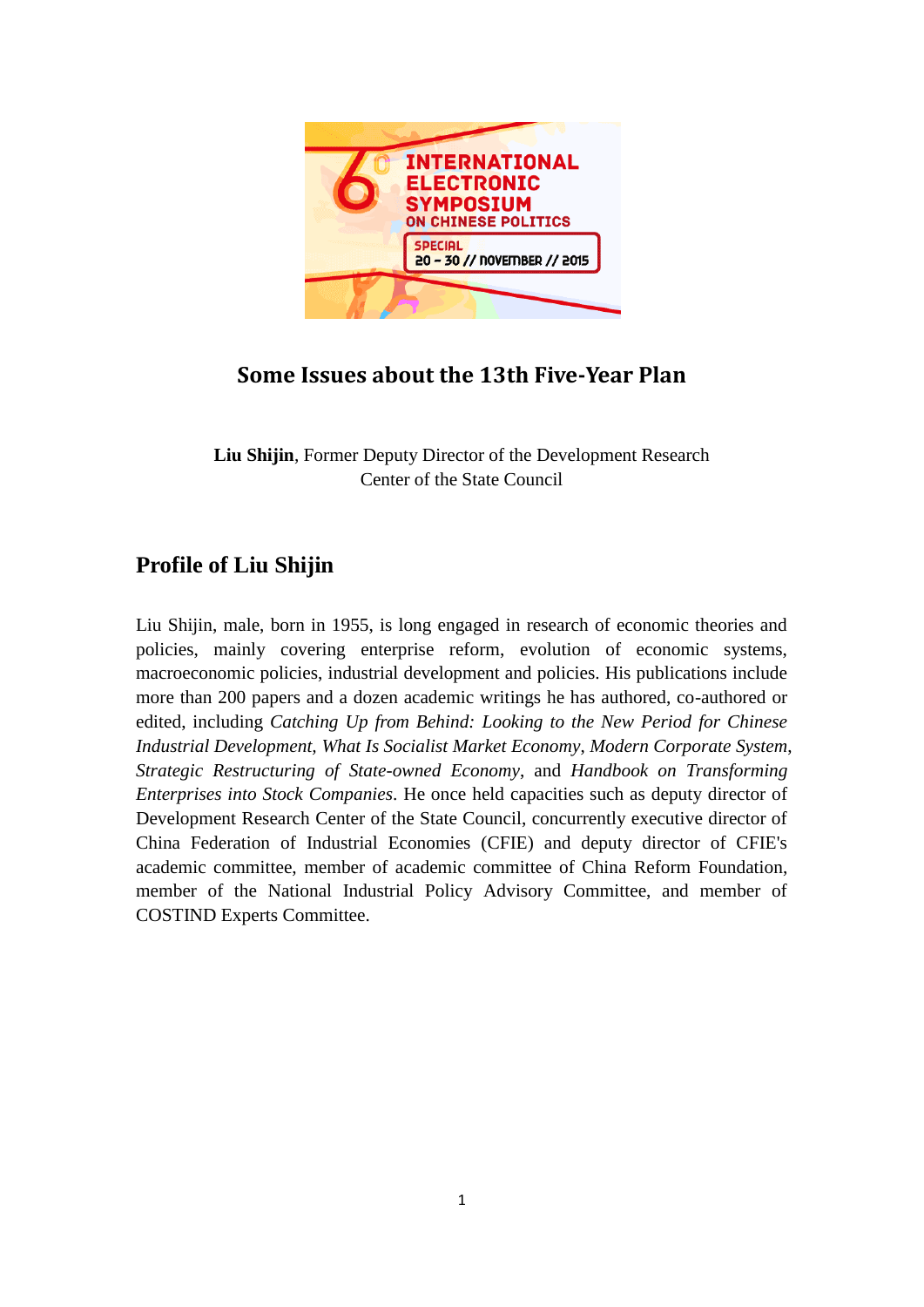# Some Issues about the 13th Five-Year Plan

**Liu Shijin**, Former Deputy Director of the Development Research Center of the State Council

## Profile of Liu Shijin

Liu Shijin, male, born in 1955, is long engaged in research of economic theories and policies, mainly covering enterprise reform, evolution of economic systems, macroeconomic policies, industrial development and policies. His publications include more than 200 papers and a dozen academic writings he has authored, co-authored or edited, including *Catching Up from Behind: Looking to the New Period for Chinese Industrial Development*, *What Is Socialist Market Economy*, *Modern Corporate System*, *Strategic Restructuring of State-owned Economy*, and *Handbook on Transforming Enterprises into Stock Companies*. He once held capacities such as deputy director of Development Research Center of the State Council, concurrently executive director of China Federation of Industrial Economies (CFIE) and deputy director of CFIE's academic committee, member of academic committee of China Reform Foundation, member of the National Industrial Policy Advisory Committee, and member of COSTIND Experts Committee.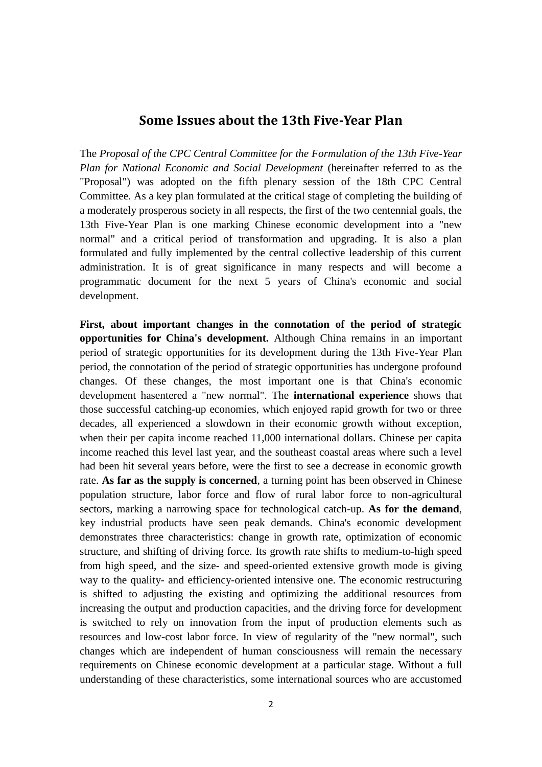## Some Issues about the 13th Five-Year Plan

The *Proposal of the CPC Central Committee for the Formulation of the 13th Five-Year Plan for National Economic and Social Development* (hereinafter referred to as the "Proposal") was adopted on the fifth plenary session of the 18th CPC Central Committee. As a key plan formulated at the critical stage of completing the building of a moderately prosperous society in all respects, the first of the two centennial goals, the 13th Five-Year Plan is one marking Chinese economic development into a "new normal" and a critical period of transformation and upgrading. It is also a plan formulated and fully implemented by the central collective leadership of this current administration. It is of great significance in many respects and will become a programmatic document for the next 5 years of China's economic and social development.

**First, about important changes in the connotation of the period of strategic opportunities for China's development.** Although China remains in an important period of strategic opportunities for its development during the 13th Five-Year Plan period, the connotation of the period of strategic opportunities has undergone profound changes. Of these changes, the most important one is that China's economic development hasentered a "new normal". The **international experience** shows that those successful catching-up economies, which enjoyed rapid growth for two or three decades, all experienced a slowdown in their economic growth without exception, when their per capita income reached 11,000 international dollars. Chinese per capita income reached this level last year, and the southeast coastal areas where such a level had been hit several years before, were the first to see a decrease in economic growth rate. **As far as the supply is concerned**, a turning point has been observed in Chinese population structure, labor force and flow of rural labor force to non-agricultural sectors, marking a narrowing space for technological catch-up. **As for the demand**, key industrial products have seen peak demands. China's economic development demonstrates three characteristics: change in growth rate, optimization of economic structure, and shifting of driving force. Its growth rate shifts to medium-to-high speed from high speed, and the size- and speed-oriented extensive growth mode is giving way to the quality- and efficiency-oriented intensive one. The economic restructuring is shifted to adjusting the existing and optimizing the additional resources from increasing the output and production capacities, and the driving force for development is switched to rely on innovation from the input of production elements such as resources and low-cost labor force. In view of regularity of the "new normal", such changes which are independent of human consciousness will remain the necessary requirements on Chinese economic development at a particular stage. Without a full understanding of these characteristics, some international sources who are accustomed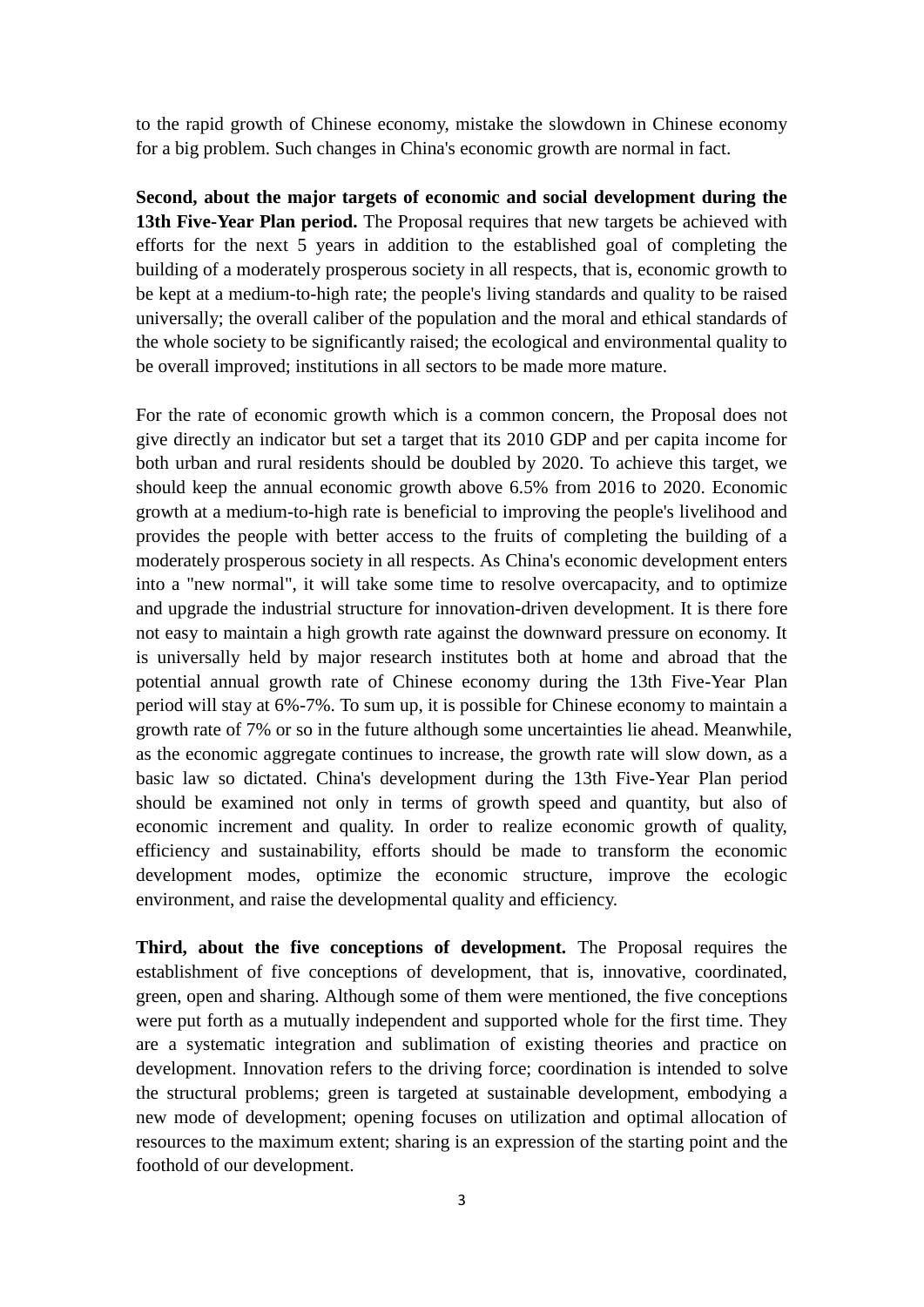to the rapid growth of Chinese economy, mistake the slowdown in Chinese economy for a big problem. Such changes in China's economic growth are normal in fact.

**Second, about the major targets of economic and social development during the 13th Five-Year Plan period.** The Proposal requires that new targets be achieved with efforts for the next 5 years in addition to the established goal of completing the building of a moderately prosperous society in all respects, that is, economic growth to be kept at a medium-to-high rate; the people's living standards and quality to be raised universally; the overall caliber of the population and the moral and ethical standards of the whole society to be significantly raised; the ecological and environmental quality to be overall improved; institutions in all sectors to be made more mature.

For the rate of economic growth which is a common concern, the Proposal does not give directly an indicator but set a target that its 2010 GDP and per capita income for both urban and rural residents should be doubled by 2020. To achieve this target, we should keep the annual economic growth above 6.5% from 2016 to 2020. Economic growth at a medium-to-high rate is beneficial to improving the people's livelihood and provides the people with better access to the fruits of completing the building of a moderately prosperous society in all respects. As China's economic development enters into a "new normal", it will take some time to resolve overcapacity, and to optimize and upgrade the industrial structure for innovation-driven development. It is there fore not easy to maintain a high growth rate against the downward pressure on economy. It is universally held by major research institutes both at home and abroad that the potential annual growth rate of Chinese economy during the 13th Five-Year Plan period will stay at 6%-7%. To sum up, it is possible for Chinese economy to maintain a growth rate of 7% or so in the future although some uncertainties lie ahead. Meanwhile, as the economic aggregate continues to increase, the growth rate will slow down, as a basic law so dictated. China's development during the 13th Five-Year Plan period should be examined not only in terms of growth speed and quantity, but also of economic increment and quality. In order to realize economic growth of quality, efficiency and sustainability, efforts should be made to transform the economic development modes, optimize the economic structure, improve the ecologic environment, and raise the developmental quality and efficiency.

**Third, about the five conceptions of development.** The Proposal requires the establishment of five conceptions of development, that is, innovative, coordinated, green, open and sharing. Although some of them were mentioned, the five conceptions were put forth as a mutually independent and supported whole for the first time. They are a systematic integration and sublimation of existing theories and practice on development. Innovation refers to the driving force; coordination is intended to solve the structural problems; green is targeted at sustainable development, embodying a new mode of development; opening focuses on utilization and optimal allocation of resources to the maximum extent; sharing is an expression of the starting point and the foothold of our development.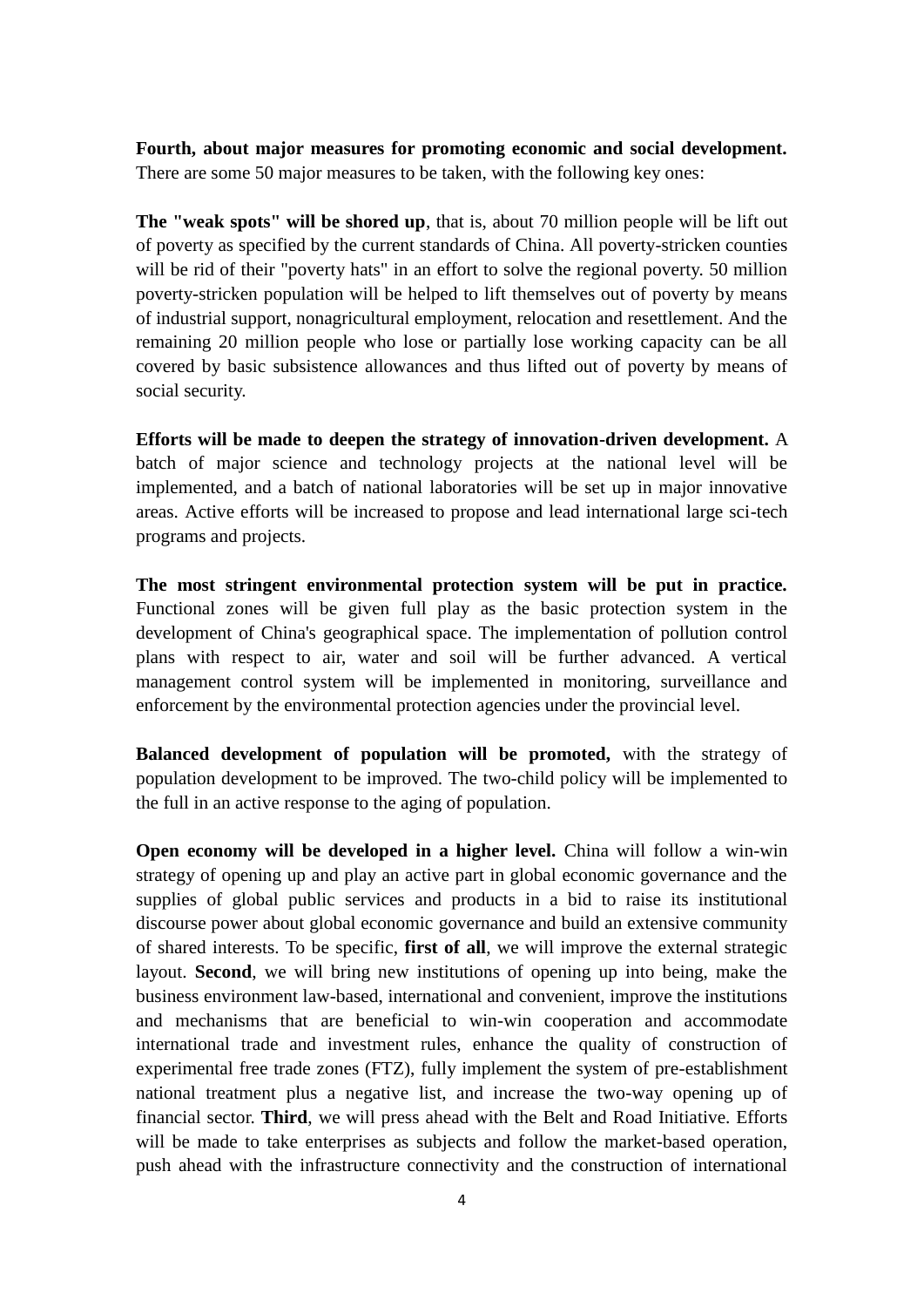**Fourth, about major measures for promoting economic and social development.** There are some 50 major measures to be taken, with the following key ones:

**The "weak spots" will be shored up**, that is, about 70 million people will be lift out of poverty as specified by the current standards of China. All poverty-stricken counties will be rid of their "poverty hats" in an effort to solve the regional poverty. 50 million poverty-stricken population will be helped to lift themselves out of poverty by means of industrial support, nonagricultural employment, relocation and resettlement. And the remaining 20 million people who lose or partially lose working capacity can be all covered by basic subsistence allowances and thus lifted out of poverty by means of social security.

**Efforts will be made to deepen the strategy of innovation-driven development.** A batch of major science and technology projects at the national level will be implemented, and a batch of national laboratories will be set up in major innovative areas. Active efforts will be increased to propose and lead international large sci-tech programs and projects.

**The most stringent environmental protection system will be put in practice.** Functional zones will be given full play as the basic protection system in the development of China's geographical space. The implementation of pollution control plans with respect to air, water and soil will be further advanced. A vertical management control system will be implemented in monitoring, surveillance and enforcement by the environmental protection agencies under the provincial level.

**Balanced development of population will be promoted,** with the strategy of population development to be improved. The two-child policy will be implemented to the full in an active response to the aging of population.

**Open economy will be developed in a higher level.** China will follow a win-win strategy of opening up and play an active part in global economic governance and the supplies of global public services and products in a bid to raise its institutional discourse power about global economic governance and build an extensive community of shared interests. To be specific, **first of all**, we will improve the external strategic layout. **Second**, we will bring new institutions of opening up into being, make the business environment law-based, international and convenient, improve the institutions and mechanisms that are beneficial to win-win cooperation and accommodate international trade and investment rules, enhance the quality of construction of experimental free trade zones (FTZ), fully implement the system of pre-establishment national treatment plus a negative list, and increase the two-way opening up of financial sector. **Third**, we will press ahead with the Belt and Road Initiative. Efforts will be made to take enterprises as subjects and follow the market-based operation, push ahead with the infrastructure connectivity and the construction of international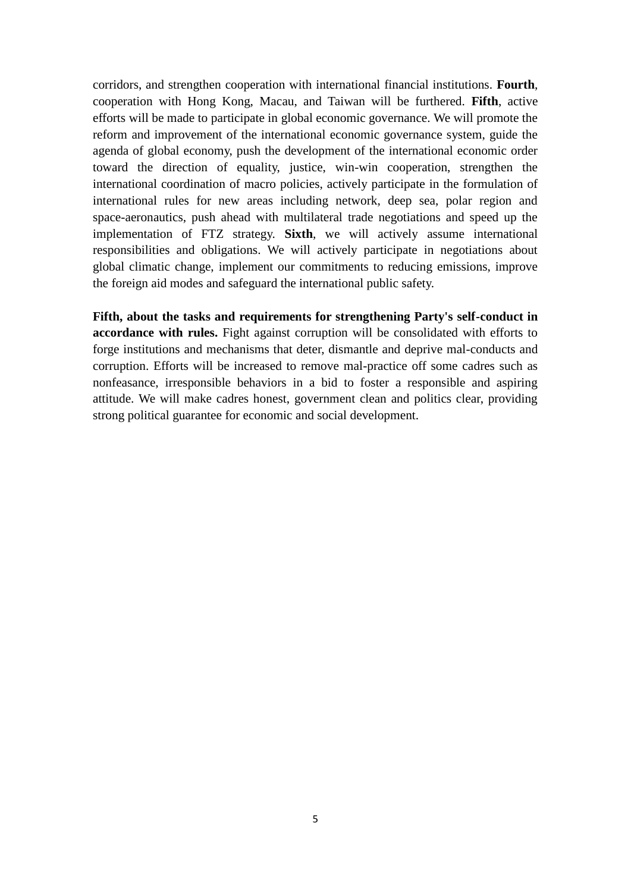corridors, and strengthen cooperation with international financial institutions. **Fourth**, cooperation with Hong Kong, Macau, and Taiwan will be furthered. **Fifth**, active efforts will be made to participate in global economic governance. We will promote the reform and improvement of the international economic governance system, guide the agenda of global economy, push the development of the international economic order toward the direction of equality, justice, win-win cooperation, strengthen the international coordination of macro policies, actively participate in the formulation of international rules for new areas including network, deep sea, polar region and space-aeronautics, push ahead with multilateral trade negotiations and speed up the implementation of FTZ strategy. **Sixth**, we will actively assume international responsibilities and obligations. We will actively participate in negotiations about global climatic change, implement our commitments to reducing emissions, improve the foreign aid modes and safeguard the international public safety.

**Fifth, about the tasks and requirements for strengthening Party's self-conduct in accordance with rules.** Fight against corruption will be consolidated with efforts to forge institutions and mechanisms that deter, dismantle and deprive mal-conducts and corruption. Efforts will be increased to remove mal-practice off some cadres such as nonfeasance, irresponsible behaviors in a bid to foster a responsible and aspiring attitude. We will make cadres honest, government clean and politics clear, providing strong political guarantee for economic and social development.